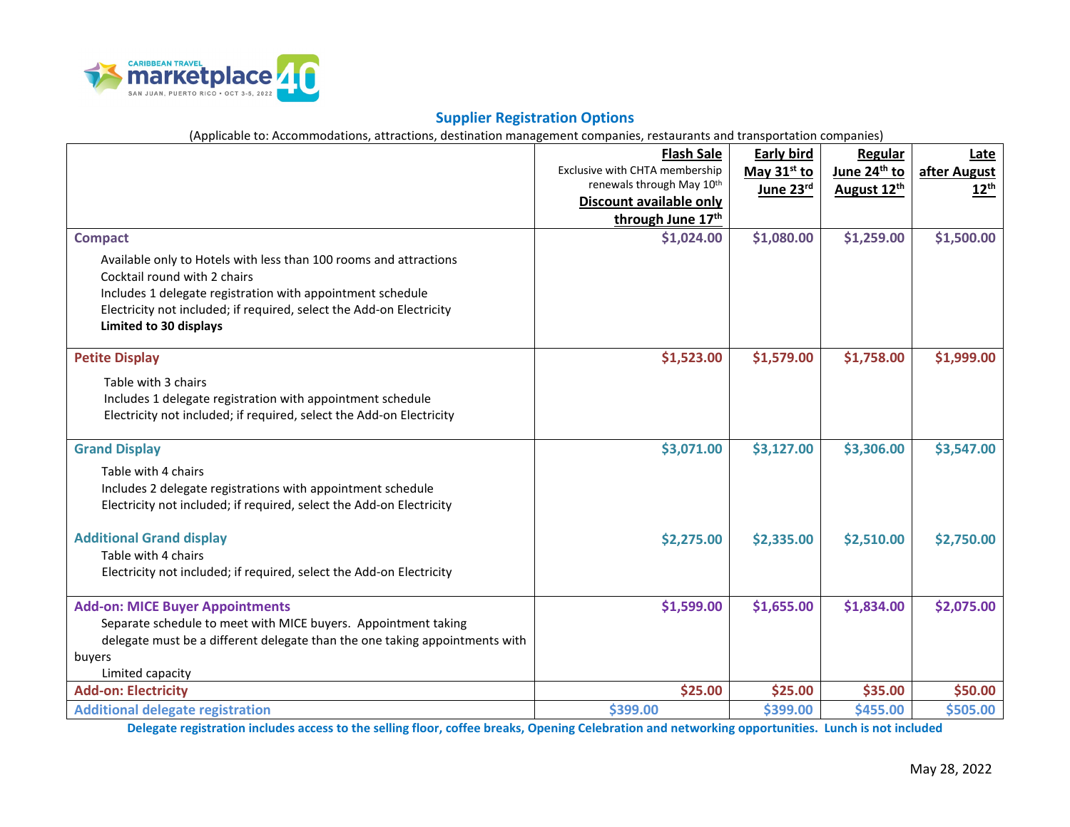CARIBBEAN TRAVEL marketplace 40
SAN JUAN, PUERTO RICO • OCT 3-5, 2022

## Supplier Registration Options

(Applicable to: Accommodations, attractions, destination management companies, restaurants and transportation companies)

| | **Flash Sale** Exclusive with CHTA membership renewals through May 10th **Discount available only through June 17th** | **Early bird** May 31st to June 23rd | **Regular** June 24th to August 12th | **Late** after August 12th |
|---|---|---|---|---|
| **Compact** Available only to Hotels with less than 100 rooms and attractions; Cocktail round with 2 chairs; Includes 1 delegate registration with appointment schedule; Electricity not included; if required, select the Add-on Electricity; **Limited to 30 displays** | $1,024.00 | $1,080.00 | $1,259.00 | $1,500.00 |
| **Petite Display** Table with 3 chairs; Includes 1 delegate registration with appointment schedule; Electricity not included; if required, select the Add-on Electricity | $1,523.00 | $1,579.00 | $1,758.00 | $1,999.00 |
| **Grand Display** Table with 4 chairs; Includes 2 delegate registrations with appointment schedule; Electricity not included; if required, select the Add-on Electricity | $3,071.00 | $3,127.00 | $3,306.00 | $3,547.00 |
| **Additional Grand display** Table with 4 chairs; Electricity not included; if required, select the Add-on Electricity | $2,275.00 | $2,335.00 | $2,510.00 | $2,750.00 |
| **Add-on: MICE Buyer Appointments** Separate schedule to meet with MICE buyers. Appointment taking delegate must be a different delegate than the one taking appointments with buyers; Limited capacity | $1,599.00 | $1,655.00 | $1,834.00 | $2,075.00 |
| **Add-on: Electricity** | $25.00 | $25.00 | $35.00 | $50.00 |
| **Additional delegate registration** | $399.00 | $399.00 | $455.00 | $505.00 |

**Delegate registration includes access to the selling floor, coffee breaks, Opening Celebration and networking opportunities. Lunch is not included**

May 28, 2022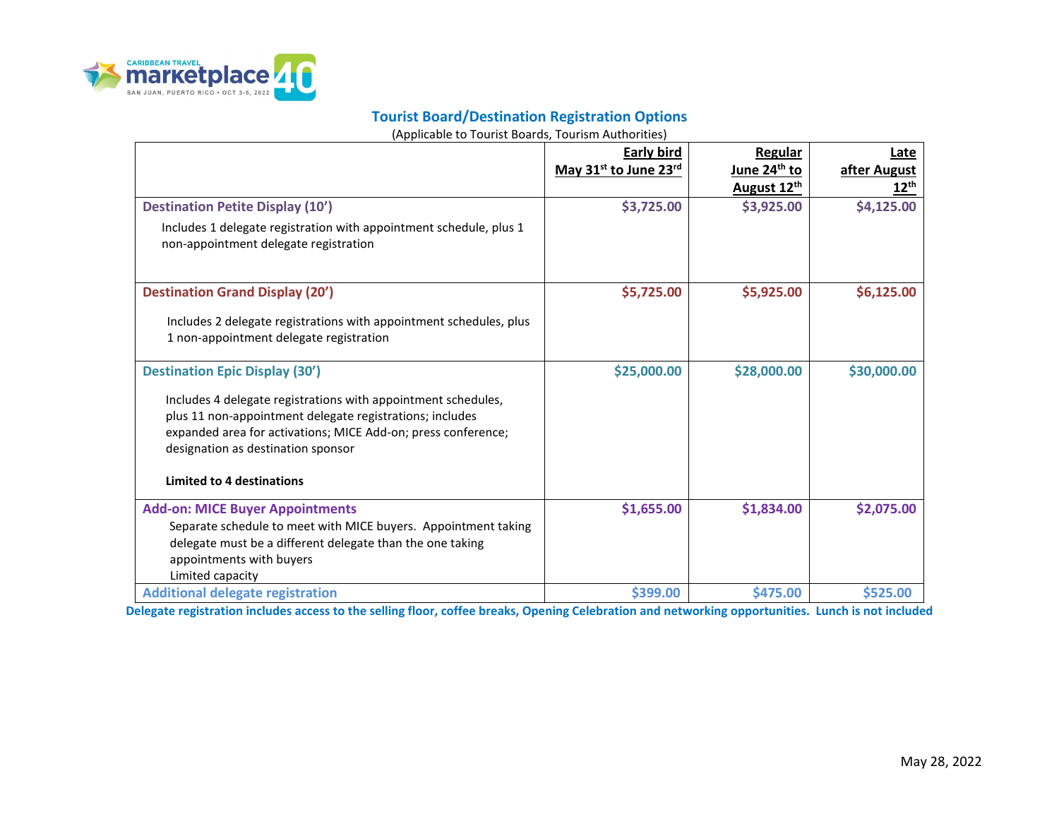## Tourist Board/Destination Registration Options

(Applicable to Tourist Boards, Tourism Authorities)

| | Early bird May 31st to June 23rd | Regular June 24th to August 12th | Late after August 12th |
|---|---|---|---|
| **Destination Petite Display (10')**<br>Includes 1 delegate registration with appointment schedule, plus 1 non-appointment delegate registration | $3,725.00 | $3,925.00 | $4,125.00 |
| **Destination Grand Display (20')**<br>Includes 2 delegate registrations with appointment schedules, plus 1 non-appointment delegate registration | $5,725.00 | $5,925.00 | $6,125.00 |
| **Destination Epic Display (30')**<br>Includes 4 delegate registrations with appointment schedules, plus 11 non-appointment delegate registrations; includes expanded area for activations; MICE Add-on; press conference; designation as destination sponsor<br>**Limited to 4 destinations** | $25,000.00 | $28,000.00 | $30,000.00 |
| **Add-on: MICE Buyer Appointments**<br>Separate schedule to meet with MICE buyers. Appointment taking delegate must be a different delegate than the one taking appointments with buyers<br>Limited capacity | $1,655.00 | $1,834.00 | $2,075.00 |
| **Additional delegate registration** | $399.00 | $475.00 | $525.00 |

**Delegate registration includes access to the selling floor, coffee breaks, Opening Celebration and networking opportunities. Lunch is not included**

May 28, 2022